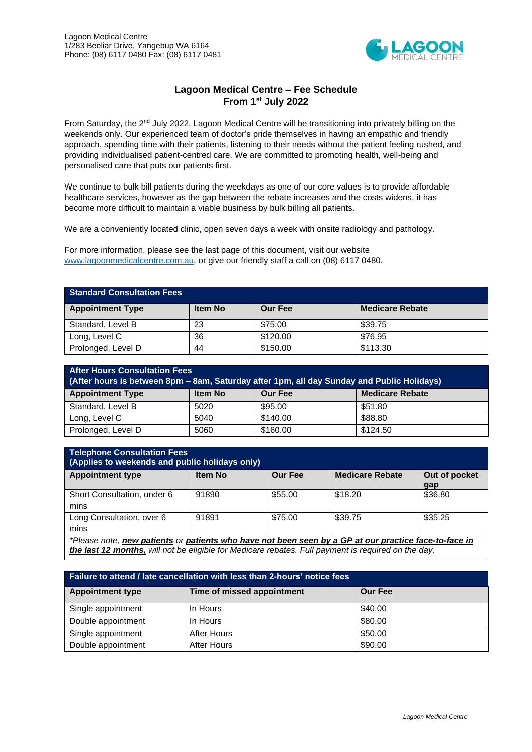Lagoon Medical Centre
1/283 Beeliar Drive, Yangebup WA 6164
Phone: (08) 6117 0480 Fax: (08) 6117 0481

# Lagoon Medical Centre – Fee Schedule
## From 1st July 2022

From Saturday, the 2nd July 2022, Lagoon Medical Centre will be transitioning into privately billing on the weekends only. Our experienced team of doctor's pride themselves in having an empathic and friendly approach, spending time with their patients, listening to their needs without the patient feeling rushed, and providing individualised patient-centred care. We are committed to promoting health, well-being and personalised care that puts our patients first.

We continue to bulk bill patients during the weekdays as one of our core values is to provide affordable healthcare services, however as the gap between the rebate increases and the costs widens, it has become more difficult to maintain a viable business by bulk billing all patients.

We are a conveniently located clinic, open seven days a week with onsite radiology and pathology.

For more information, please see the last page of this document, visit our website www.lagoonmedicalcentre.com.au, or give our friendly staff a call on (08) 6117 0480.

**Standard Consultation Fees**

| Appointment Type | Item No | Our Fee | Medicare Rebate |
|---|---|---|---|
| Standard, Level B | 23 | $75.00 | $39.75 |
| Long, Level C | 36 | $120.00 | $76.95 |
| Prolonged, Level D | 44 | $150.00 | $113.30 |

**After Hours Consultation Fees**
**(After hours is between 8pm – 8am, Saturday after 1pm, all day Sunday and Public Holidays)**

| Appointment Type | Item No | Our Fee | Medicare Rebate |
|---|---|---|---|
| Standard, Level B | 5020 | $95.00 | $51.80 |
| Long, Level C | 5040 | $140.00 | $88.80 |
| Prolonged, Level D | 5060 | $160.00 | $124.50 |

**Telephone Consultation Fees**
**(Applies to weekends and public holidays only)**

| Appointment type | Item No | Our Fee | Medicare Rebate | Out of pocket gap |
|---|---|---|---|---|
| Short Consultation, under 6 mins | 91890 | $55.00 | $18.20 | $36.80 |
| Long Consultation, over 6 mins | 91891 | $75.00 | $39.75 | $35.25 |

*\*Please note, **new patients** or **patients who have not been seen by a GP at our practice face-to-face in the last 12 months,** will not be eligible for Medicare rebates. Full payment is required on the day.*

**Failure to attend / late cancellation with less than 2-hours' notice fees**

| Appointment type | Time of missed appointment | Our Fee |
|---|---|---|
| Single appointment | In Hours | $40.00 |
| Double appointment | In Hours | $80.00 |
| Single appointment | After Hours | $50.00 |
| Double appointment | After Hours | $90.00 |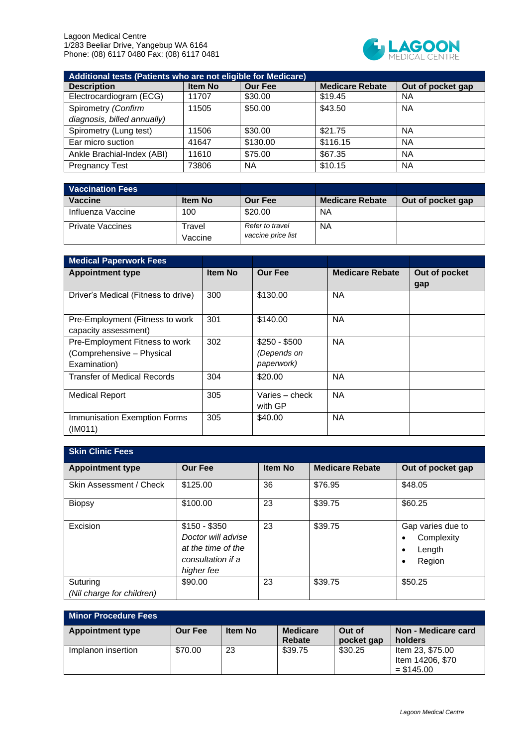Lagoon Medical Centre
1/283 Beeliar Drive, Yangebup WA 6164
Phone: (08) 6117 0480 Fax: (08) 6117 0481

| Additional tests (Patients who are not eligible for Medicare) | | | | |
|---|---|---|---|---|
| **Description** | **Item No** | **Our Fee** | **Medicare Rebate** | **Out of pocket gap** |
| Electrocardiogram (ECG) | 11707 | $30.00 | $19.45 | NA |
| Spirometry *(Confirm diagnosis, billed annually)* | 11505 | $50.00 | $43.50 | NA |
| Spirometry (Lung test) | 11506 | $30.00 | $21.75 | NA |
| Ear micro suction | 41647 | $130.00 | $116.15 | NA |
| Ankle Brachial-Index (ABI) | 11610 | $75.00 | $67.35 | NA |
| Pregnancy Test | 73806 | NA | $10.15 | NA |

| Vaccination Fees | | | | |
|---|---|---|---|---|
| **Vaccine** | **Item No** | **Our Fee** | **Medicare Rebate** | **Out of pocket gap** |
| Influenza Vaccine | 100 | $20.00 | NA | |
| Private Vaccines | Travel Vaccine | *Refer to travel vaccine price list* | NA | |

| Medical Paperwork Fees | | | | |
|---|---|---|---|---|
| **Appointment type** | **Item No** | **Our Fee** | **Medicare Rebate** | **Out of pocket gap** |
| Driver's Medical (Fitness to drive) | 300 | $130.00 | NA | |
| Pre-Employment (Fitness to work capacity assessment) | 301 | $140.00 | NA | |
| Pre-Employment Fitness to work (Comprehensive – Physical Examination) | 302 | $250 - $500 *(Depends on paperwork)* | NA | |
| Transfer of Medical Records | 304 | $20.00 | NA | |
| Medical Report | 305 | Varies – check with GP | NA | |
| Immunisation Exemption Forms (IM011) | 305 | $40.00 | NA | |

| Skin Clinic Fees | | | | |
|---|---|---|---|---|
| **Appointment type** | **Our Fee** | **Item No** | **Medicare Rebate** | **Out of pocket gap** |
| Skin Assessment / Check | $125.00 | 36 | $76.95 | $48.05 |
| Biopsy | $100.00 | 23 | $39.75 | $60.25 |
| Excision | $150 - $350 *Doctor will advise at the time of the consultation if a higher fee* | 23 | $39.75 | Gap varies due to<br>• Complexity<br>• Length<br>• Region |
| Suturing *(Nil charge for children)* | $90.00 | 23 | $39.75 | $50.25 |

| Minor Procedure Fees | | | | | |
|---|---|---|---|---|---|
| **Appointment type** | **Our Fee** | **Item No** | **Medicare Rebate** | **Out of pocket gap** | **Non - Medicare card holders** |
| Implanon insertion | $70.00 | 23 | $39.75 | $30.25 | Item 23, $75.00<br>Item 14206, $70<br>= $145.00 |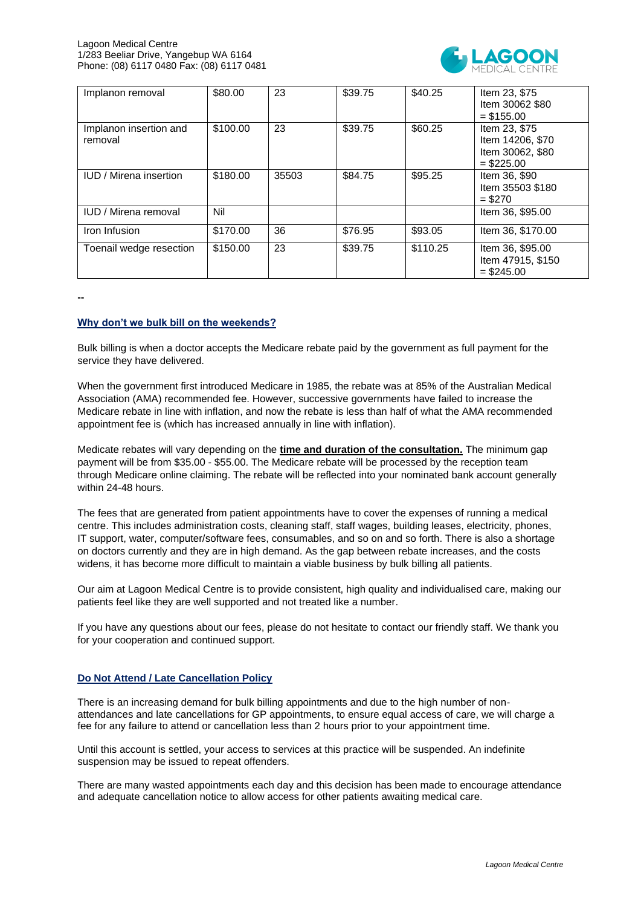| | | | | | |
|---|---|---|---|---|---|
| Implanon removal | $80.00 | 23 | $39.75 | $40.25 | Item 23, $75<br>Item 30062 $80<br>= $155.00 |
| Implanon insertion and removal | $100.00 | 23 | $39.75 | $60.25 | Item 23, $75<br>Item 14206, $70<br>Item 30062, $80<br>= $225.00 |
| IUD / Mirena insertion | $180.00 | 35503 | $84.75 | $95.25 | Item 36, $90<br>Item 35503 $180<br>= $270 |
| IUD / Mirena removal | Nil | | | | Item 36, $95.00 |
| Iron Infusion | $170.00 | 36 | $76.95 | $93.05 | Item 36, $170.00 |
| Toenail wedge resection | $150.00 | 23 | $39.75 | $110.25 | Item 36, $95.00<br>Item 47915, $150<br>= $245.00 |

--

**Why don't we bulk bill on the weekends?**

Bulk billing is when a doctor accepts the Medicare rebate paid by the government as full payment for the service they have delivered.

When the government first introduced Medicare in 1985, the rebate was at 85% of the Australian Medical Association (AMA) recommended fee. However, successive governments have failed to increase the Medicare rebate in line with inflation, and now the rebate is less than half of what the AMA recommended appointment fee is (which has increased annually in line with inflation).

Medicate rebates will vary depending on the **time and duration of the consultation.** The minimum gap payment will be from $35.00 - $55.00. The Medicare rebate will be processed by the reception team through Medicare online claiming. The rebate will be reflected into your nominated bank account generally within 24-48 hours.

The fees that are generated from patient appointments have to cover the expenses of running a medical centre. This includes administration costs, cleaning staff, staff wages, building leases, electricity, phones, IT support, water, computer/software fees, consumables, and so on and so forth. There is also a shortage on doctors currently and they are in high demand. As the gap between rebate increases, and the costs widens, it has become more difficult to maintain a viable business by bulk billing all patients.

Our aim at Lagoon Medical Centre is to provide consistent, high quality and individualised care, making our patients feel like they are well supported and not treated like a number.

If you have any questions about our fees, please do not hesitate to contact our friendly staff. We thank you for your cooperation and continued support.

**Do Not Attend / Late Cancellation Policy**

There is an increasing demand for bulk billing appointments and due to the high number of non-attendances and late cancellations for GP appointments, to ensure equal access of care, we will charge a fee for any failure to attend or cancellation less than 2 hours prior to your appointment time.

Until this account is settled, your access to services at this practice will be suspended. An indefinite suspension may be issued to repeat offenders.

There are many wasted appointments each day and this decision has been made to encourage attendance and adequate cancellation notice to allow access for other patients awaiting medical care.